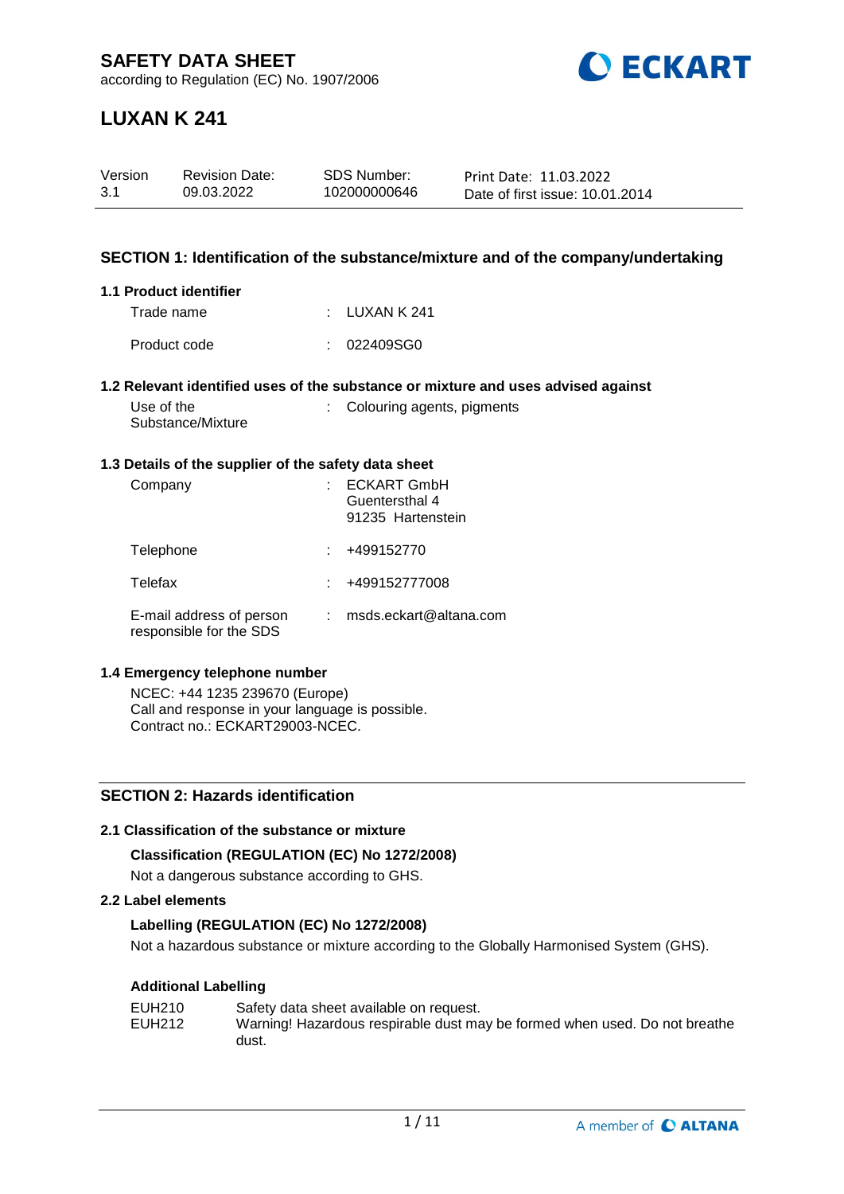# SAFETY DATA SHEET

according to Regulation (EC) No. 1907/2006

# LUXAN K 241

| Version | Revision Date: | SDS Number: | Print Date: 11.03.2022 |
|---|---|---|---|
| 3.1 | 09.03.2022 | 102000000646 | Date of first issue: 10.01.2014 |

## SECTION 1: Identification of the substance/mixture and of the company/undertaking

### 1.1 Product identifier

Trade name : LUXAN K 241

Product code : 022409SG0

### 1.2 Relevant identified uses of the substance or mixture and uses advised against

Use of the Substance/Mixture : Colouring agents, pigments

### 1.3 Details of the supplier of the safety data sheet

Company : ECKART GmbH
Guentersthal 4
91235 Hartenstein

Telephone : +499152770

Telefax : +499152777008

E-mail address of person responsible for the SDS : msds.eckart@altana.com

### 1.4 Emergency telephone number

NCEC: +44 1235 239670 (Europe)
Call and response in your language is possible.
Contract no.: ECKART29003-NCEC.

## SECTION 2: Hazards identification

### 2.1 Classification of the substance or mixture

**Classification (REGULATION (EC) No 1272/2008)**

Not a dangerous substance according to GHS.

### 2.2 Label elements

**Labelling (REGULATION (EC) No 1272/2008)**

Not a hazardous substance or mixture according to the Globally Harmonised System (GHS).

**Additional Labelling**

EUH210 Safety data sheet available on request.
EUH212 Warning! Hazardous respirable dust may be formed when used. Do not breathe dust.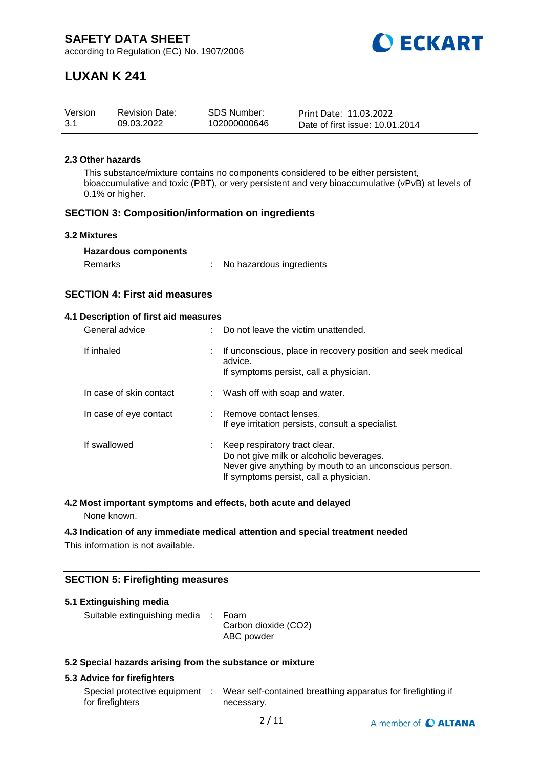### 2.3 Other hazards

This substance/mixture contains no components considered to be either persistent, bioaccumulative and toxic (PBT), or very persistent and very bioaccumulative (vPvB) at levels of 0.1% or higher.

## SECTION 3: Composition/information on ingredients

### 3.2 Mixtures

**Hazardous components**

Remarks : No hazardous ingredients

## SECTION 4: First aid measures

### 4.1 Description of first aid measures

| | |
|---|---|
| General advice | : Do not leave the victim unattended. |
| If inhaled | : If unconscious, place in recovery position and seek medical advice.<br>If symptoms persist, call a physician. |
| In case of skin contact | : Wash off with soap and water. |
| In case of eye contact | : Remove contact lenses.<br>If eye irritation persists, consult a specialist. |
| If swallowed | : Keep respiratory tract clear.<br>Do not give milk or alcoholic beverages.<br>Never give anything by mouth to an unconscious person.<br>If symptoms persist, call a physician. |

### 4.2 Most important symptoms and effects, both acute and delayed

None known.

### 4.3 Indication of any immediate medical attention and special treatment needed

This information is not available.

## SECTION 5: Firefighting measures

### 5.1 Extinguishing media

Suitable extinguishing media : Foam
Carbon dioxide ($CO_2$)
ABC powder

### 5.2 Special hazards arising from the substance or mixture

### 5.3 Advice for firefighters

Special protective equipment for firefighters : Wear self-contained breathing apparatus for firefighting if necessary.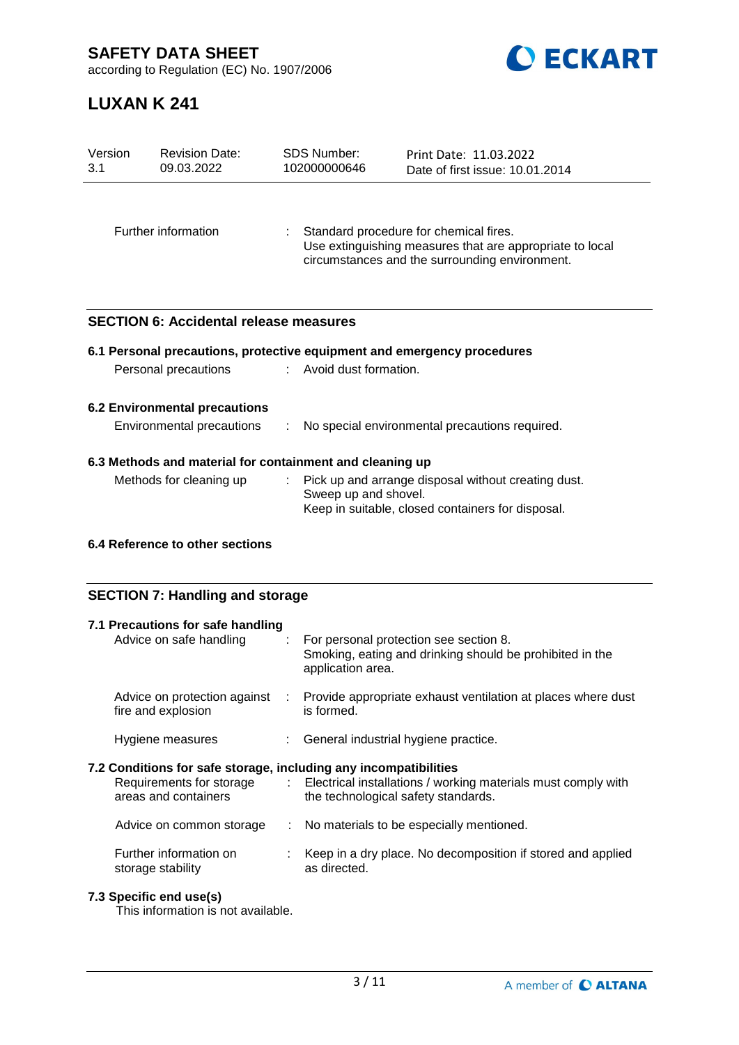Further information : Standard procedure for chemical fires. Use extinguishing measures that are appropriate to local circumstances and the surrounding environment.

## SECTION 6: Accidental release measures

### 6.1 Personal precautions, protective equipment and emergency procedures

Personal precautions : Avoid dust formation.

### 6.2 Environmental precautions

Environmental precautions : No special environmental precautions required.

### 6.3 Methods and material for containment and cleaning up

Methods for cleaning up : Pick up and arrange disposal without creating dust. Sweep up and shovel. Keep in suitable, closed containers for disposal.

### 6.4 Reference to other sections

## SECTION 7: Handling and storage

### 7.1 Precautions for safe handling

Advice on safe handling : For personal protection see section 8. Smoking, eating and drinking should be prohibited in the application area.

Advice on protection against fire and explosion : Provide appropriate exhaust ventilation at places where dust is formed.

Hygiene measures : General industrial hygiene practice.

### 7.2 Conditions for safe storage, including any incompatibilities

Requirements for storage areas and containers : Electrical installations / working materials must comply with the technological safety standards.

Advice on common storage : No materials to be especially mentioned.

Further information on storage stability : Keep in a dry place. No decomposition if stored and applied as directed.

### 7.3 Specific end use(s)

This information is not available.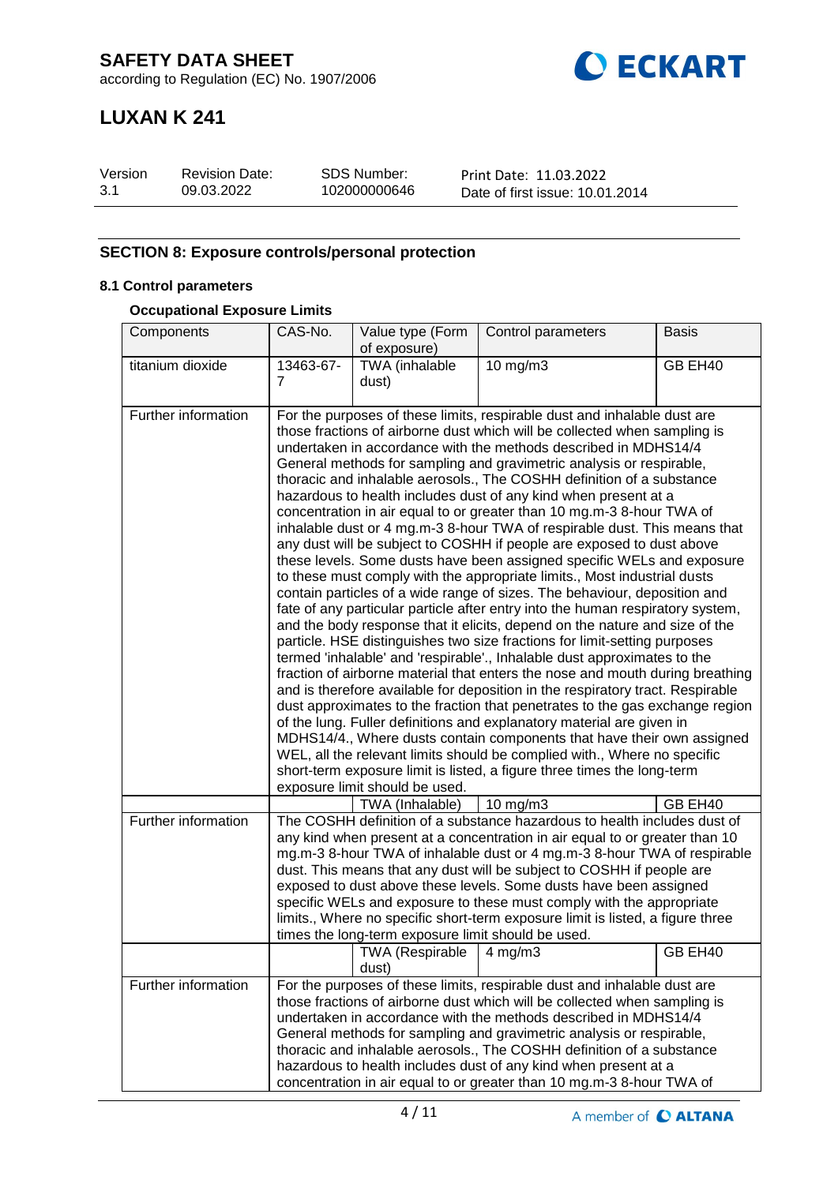## SECTION 8: Exposure controls/personal protection

### 8.1 Control parameters

#### Occupational Exposure Limits

| Components | CAS-No. | Value type (Form of exposure) | Control parameters | Basis |
|---|---|---|---|---|
| titanium dioxide | 13463-67-7 | TWA (inhalable dust) | 10 mg/m3 | GB EH40 |
| Further information | For the purposes of these limits, respirable dust and inhalable dust are those fractions of airborne dust which will be collected when sampling is undertaken in accordance with the methods described in MDHS14/4 General methods for sampling and gravimetric analysis or respirable, thoracic and inhalable aerosols., The COSHH definition of a substance hazardous to health includes dust of any kind when present at a concentration in air equal to or greater than 10 mg.m-3 8-hour TWA of inhalable dust or 4 mg.m-3 8-hour TWA of respirable dust. This means that any dust will be subject to COSHH if people are exposed to dust above these levels. Some dusts have been assigned specific WELs and exposure to these must comply with the appropriate limits., Most industrial dusts contain particles of a wide range of sizes. The behaviour, deposition and fate of any particular particle after entry into the human respiratory system, and the body response that it elicits, depend on the nature and size of the particle. HSE distinguishes two size fractions for limit-setting purposes termed 'inhalable' and 'respirable'., Inhalable dust approximates to the fraction of airborne material that enters the nose and mouth during breathing and is therefore available for deposition in the respiratory tract. Respirable dust approximates to the fraction that penetrates to the gas exchange region of the lung. Fuller definitions and explanatory material are given in MDHS14/4., Where dusts contain components that have their own assigned WEL, all the relevant limits should be complied with., Where no specific short-term exposure limit is listed, a figure three times the long-term exposure limit should be used. | | | |
| | | TWA (Inhalable) | 10 mg/m3 | GB EH40 |
| Further information | The COSHH definition of a substance hazardous to health includes dust of any kind when present at a concentration in air equal to or greater than 10 mg.m-3 8-hour TWA of inhalable dust or 4 mg.m-3 8-hour TWA of respirable dust. This means that any dust will be subject to COSHH if people are exposed to dust above these levels. Some dusts have been assigned specific WELs and exposure to these must comply with the appropriate limits., Where no specific short-term exposure limit is listed, a figure three times the long-term exposure limit should be used. | | | |
| | | TWA (Respirable dust) | 4 mg/m3 | GB EH40 |
| Further information | For the purposes of these limits, respirable dust and inhalable dust are those fractions of airborne dust which will be collected when sampling is undertaken in accordance with the methods described in MDHS14/4 General methods for sampling and gravimetric analysis or respirable, thoracic and inhalable aerosols., The COSHH definition of a substance hazardous to health includes dust of any kind when present at a concentration in air equal to or greater than 10 mg.m-3 8-hour TWA of | | | |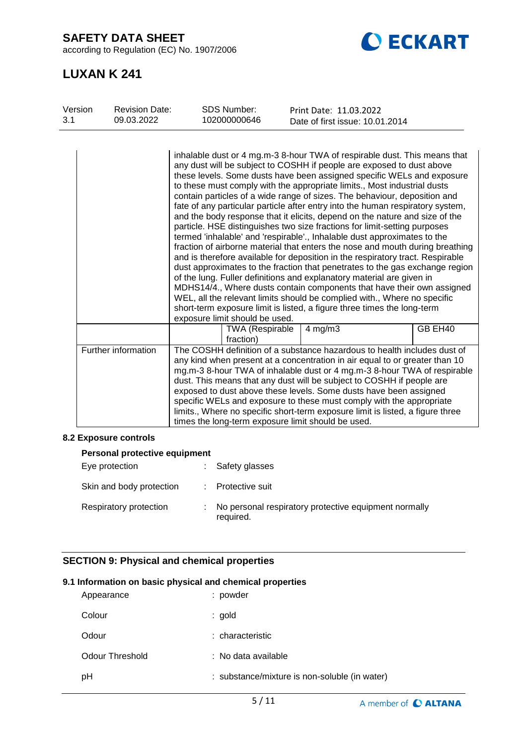| | | | | |
|---|---|---|---|---|
| | inhalable dust or 4 mg.m-3 8-hour TWA of respirable dust. This means that any dust will be subject to COSHH if people are exposed to dust above these levels. Some dusts have been assigned specific WELs and exposure to these must comply with the appropriate limits., Most industrial dusts contain particles of a wide range of sizes. The behaviour, deposition and fate of any particular particle after entry into the human respiratory system, and the body response that it elicits, depend on the nature and size of the particle. HSE distinguishes two size fractions for limit-setting purposes termed 'inhalable' and 'respirable'., Inhalable dust approximates to the fraction of airborne material that enters the nose and mouth during breathing and is therefore available for deposition in the respiratory tract. Respirable dust approximates to the fraction that penetrates to the gas exchange region of the lung. Fuller definitions and explanatory material are given in MDHS14/4., Where dusts contain components that have their own assigned WEL, all the relevant limits should be complied with., Where no specific short-term exposure limit is listed, a figure three times the long-term exposure limit should be used. | | | |
| | | TWA (Respirable fraction) | 4 mg/m3 | GB EH40 |
| Further information | The COSHH definition of a substance hazardous to health includes dust of any kind when present at a concentration in air equal to or greater than 10 mg.m-3 8-hour TWA of inhalable dust or 4 mg.m-3 8-hour TWA of respirable dust. This means that any dust will be subject to COSHH if people are exposed to dust above these levels. Some dusts have been assigned specific WELs and exposure to these must comply with the appropriate limits., Where no specific short-term exposure limit is listed, a figure three times the long-term exposure limit should be used. | | | |

### 8.2 Exposure controls

**Personal protective equipment**

Eye protection : Safety glasses

Skin and body protection : Protective suit

Respiratory protection : No personal respiratory protective equipment normally required.

## SECTION 9: Physical and chemical properties

### 9.1 Information on basic physical and chemical properties

Appearance : powder

Colour : gold

Odour : characteristic

Odour Threshold : No data available

pH : substance/mixture is non-soluble (in water)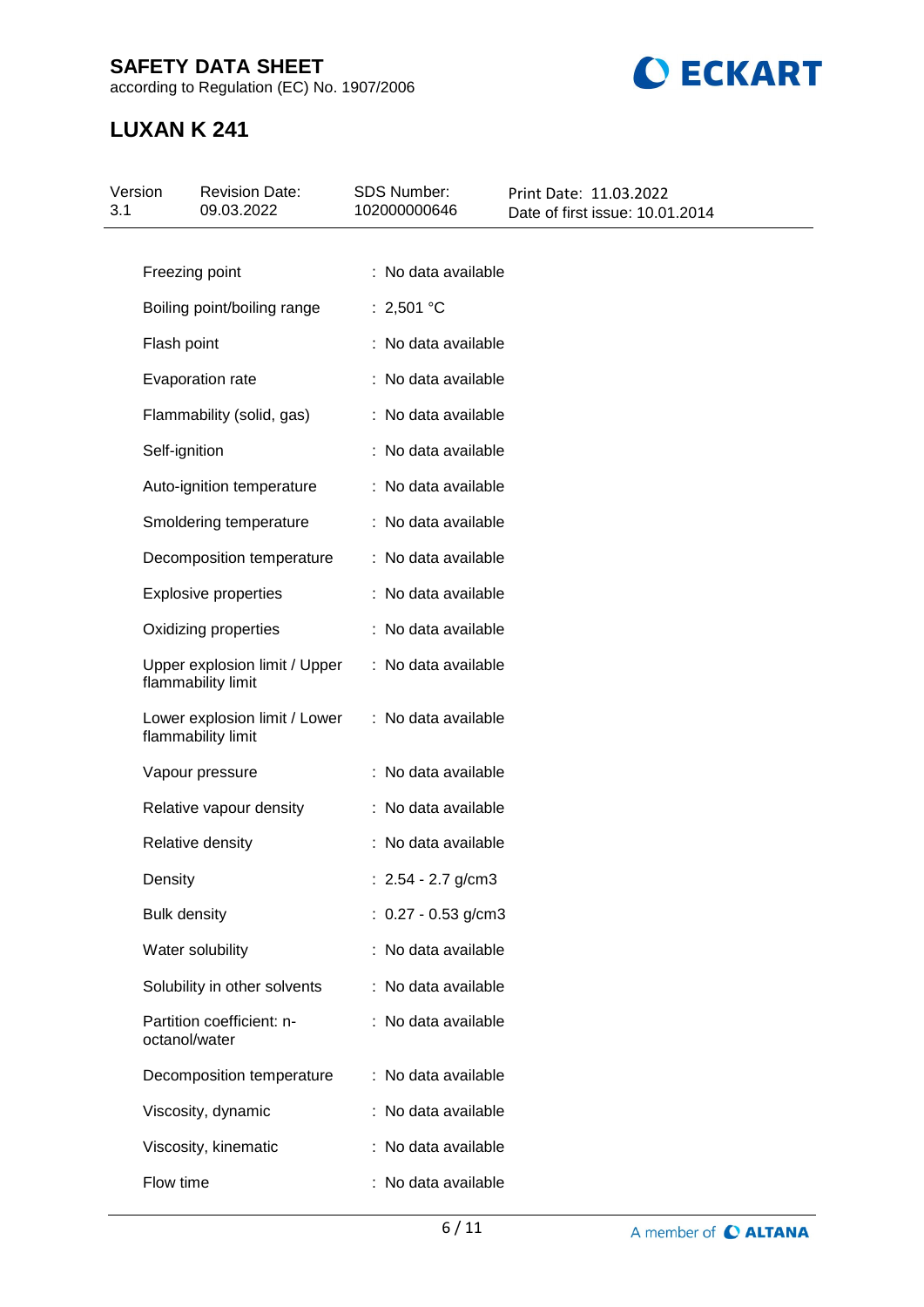| | |
|---|---|
| Freezing point | : No data available |
| Boiling point/boiling range | : 2,501 °C |
| Flash point | : No data available |
| Evaporation rate | : No data available |
| Flammability (solid, gas) | : No data available |
| Self-ignition | : No data available |
| Auto-ignition temperature | : No data available |
| Smoldering temperature | : No data available |
| Decomposition temperature | : No data available |
| Explosive properties | : No data available |
| Oxidizing properties | : No data available |
| Upper explosion limit / Upper flammability limit | : No data available |
| Lower explosion limit / Lower flammability limit | : No data available |
| Vapour pressure | : No data available |
| Relative vapour density | : No data available |
| Relative density | : No data available |
| Density | : 2.54 - 2.7 g/cm3 |
| Bulk density | : 0.27 - 0.53 g/cm3 |
| Water solubility | : No data available |
| Solubility in other solvents | : No data available |
| Partition coefficient: n-octanol/water | : No data available |
| Decomposition temperature | : No data available |
| Viscosity, dynamic | : No data available |
| Viscosity, kinematic | : No data available |
| Flow time | : No data available |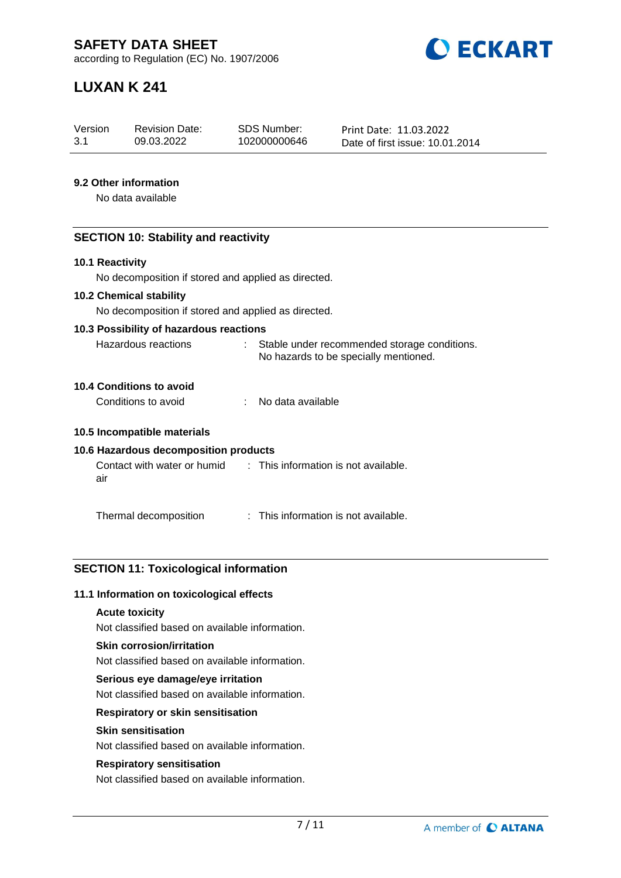### 9.2 Other information

No data available

## SECTION 10: Stability and reactivity

### 10.1 Reactivity

No decomposition if stored and applied as directed.

### 10.2 Chemical stability

No decomposition if stored and applied as directed.

### 10.3 Possibility of hazardous reactions

Hazardous reactions : Stable under recommended storage conditions. No hazards to be specially mentioned.

### 10.4 Conditions to avoid

Conditions to avoid : No data available

### 10.5 Incompatible materials

### 10.6 Hazardous decomposition products

Contact with water or humid air : This information is not available.

Thermal decomposition : This information is not available.

## SECTION 11: Toxicological information

### 11.1 Information on toxicological effects

**Acute toxicity**

Not classified based on available information.

**Skin corrosion/irritation**

Not classified based on available information.

**Serious eye damage/eye irritation**

Not classified based on available information.

**Respiratory or skin sensitisation**

**Skin sensitisation**

Not classified based on available information.

**Respiratory sensitisation**

Not classified based on available information.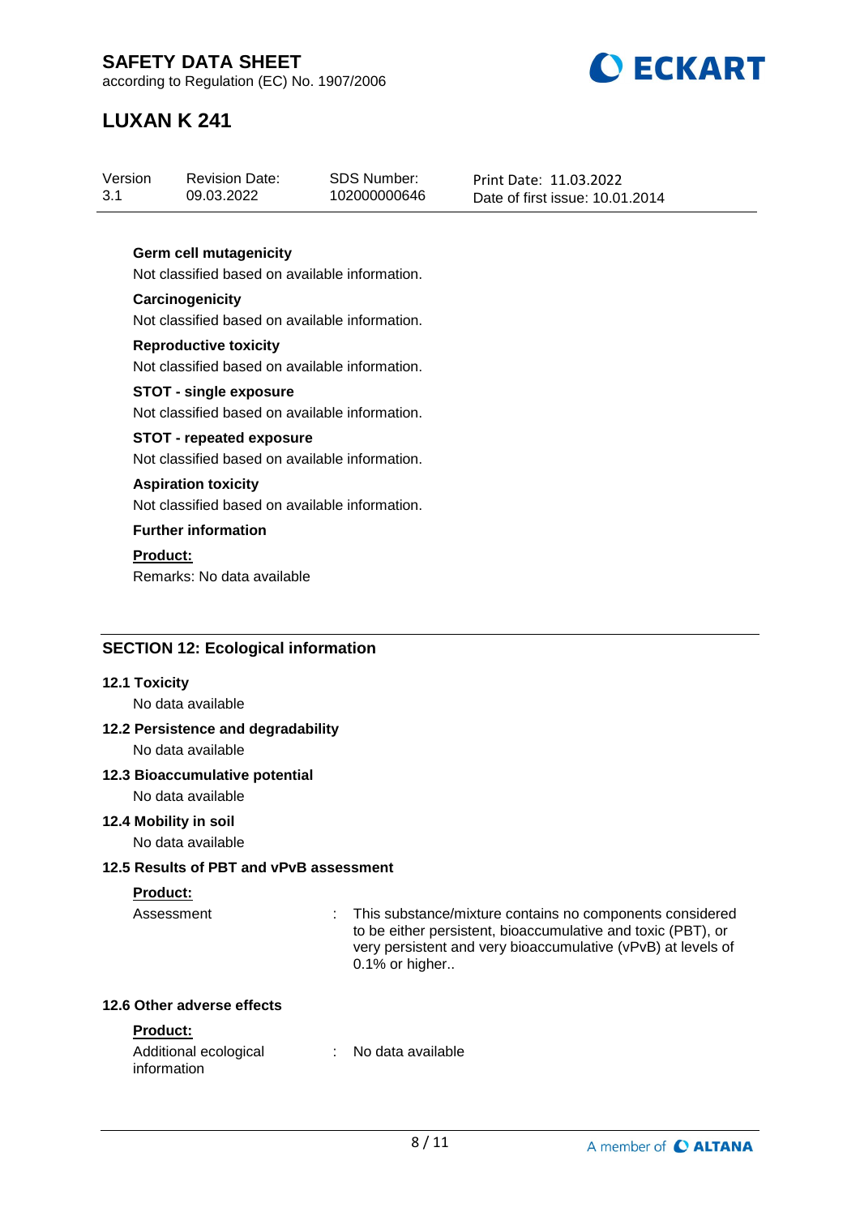**Germ cell mutagenicity**

Not classified based on available information.

**Carcinogenicity**

Not classified based on available information.

**Reproductive toxicity**

Not classified based on available information.

**STOT - single exposure**

Not classified based on available information.

**STOT - repeated exposure**

Not classified based on available information.

**Aspiration toxicity**

Not classified based on available information.

**Further information**

**Product:**

Remarks: No data available

## SECTION 12: Ecological information

### 12.1 Toxicity

No data available

### 12.2 Persistence and degradability

No data available

### 12.3 Bioaccumulative potential

No data available

### 12.4 Mobility in soil

No data available

### 12.5 Results of PBT and vPvB assessment

**Product:**

Assessment : This substance/mixture contains no components considered to be either persistent, bioaccumulative and toxic (PBT), or very persistent and very bioaccumulative (vPvB) at levels of 0.1% or higher..

### 12.6 Other adverse effects

**Product:**

Additional ecological information : No data available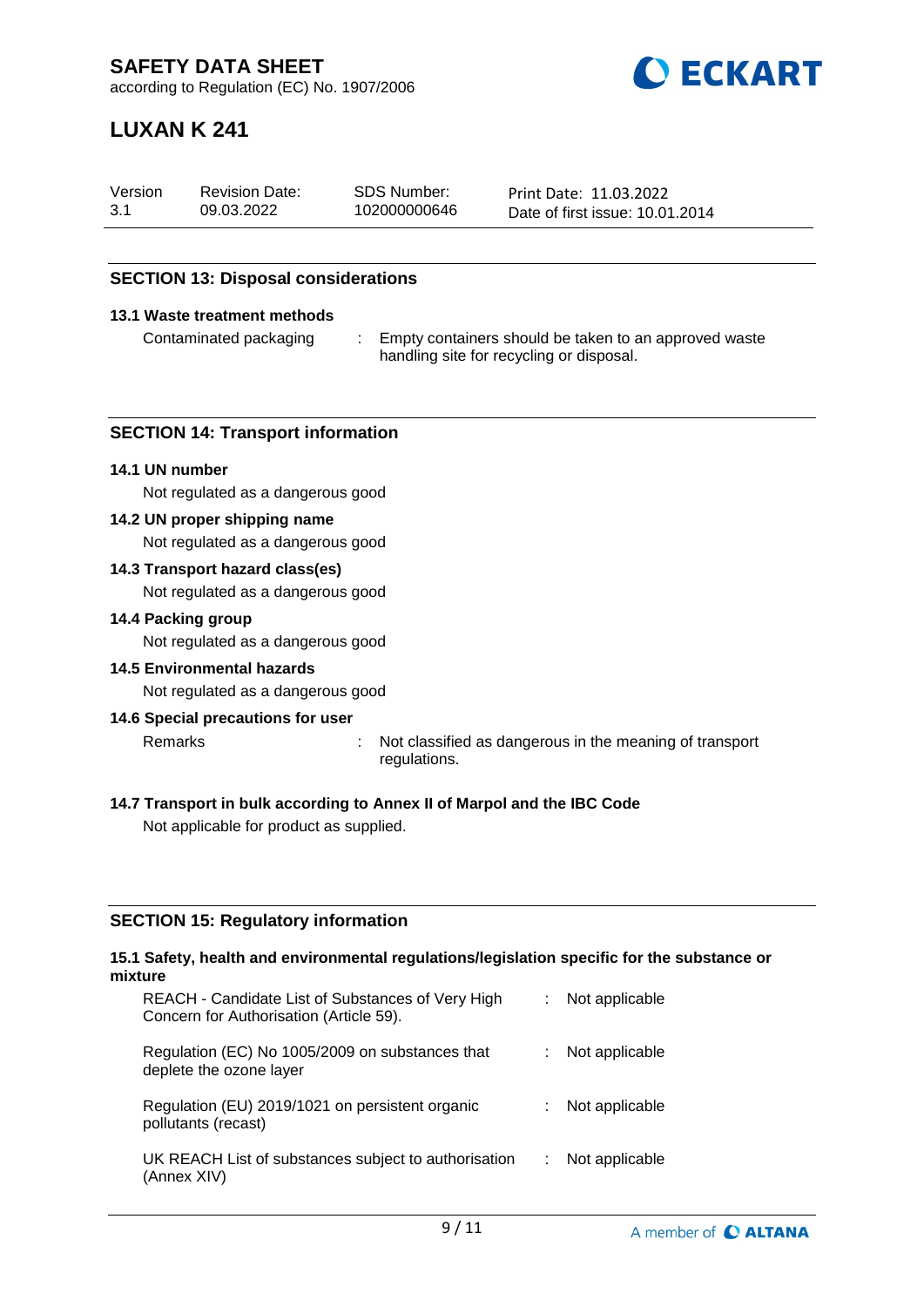## SECTION 13: Disposal considerations

### 13.1 Waste treatment methods

Contaminated packaging : Empty containers should be taken to an approved waste handling site for recycling or disposal.

## SECTION 14: Transport information

### 14.1 UN number

Not regulated as a dangerous good

### 14.2 UN proper shipping name

Not regulated as a dangerous good

### 14.3 Transport hazard class(es)

Not regulated as a dangerous good

### 14.4 Packing group

Not regulated as a dangerous good

### 14.5 Environmental hazards

Not regulated as a dangerous good

### 14.6 Special precautions for user

Remarks : Not classified as dangerous in the meaning of transport regulations.

### 14.7 Transport in bulk according to Annex II of Marpol and the IBC Code

Not applicable for product as supplied.

## SECTION 15: Regulatory information

### 15.1 Safety, health and environmental regulations/legislation specific for the substance or mixture

| | | |
|---|---|---|
| REACH - Candidate List of Substances of Very High Concern for Authorisation (Article 59). | : | Not applicable |
| Regulation (EC) No 1005/2009 on substances that deplete the ozone layer | : | Not applicable |
| Regulation (EU) 2019/1021 on persistent organic pollutants (recast) | : | Not applicable |
| UK REACH List of substances subject to authorisation (Annex XIV) | : | Not applicable |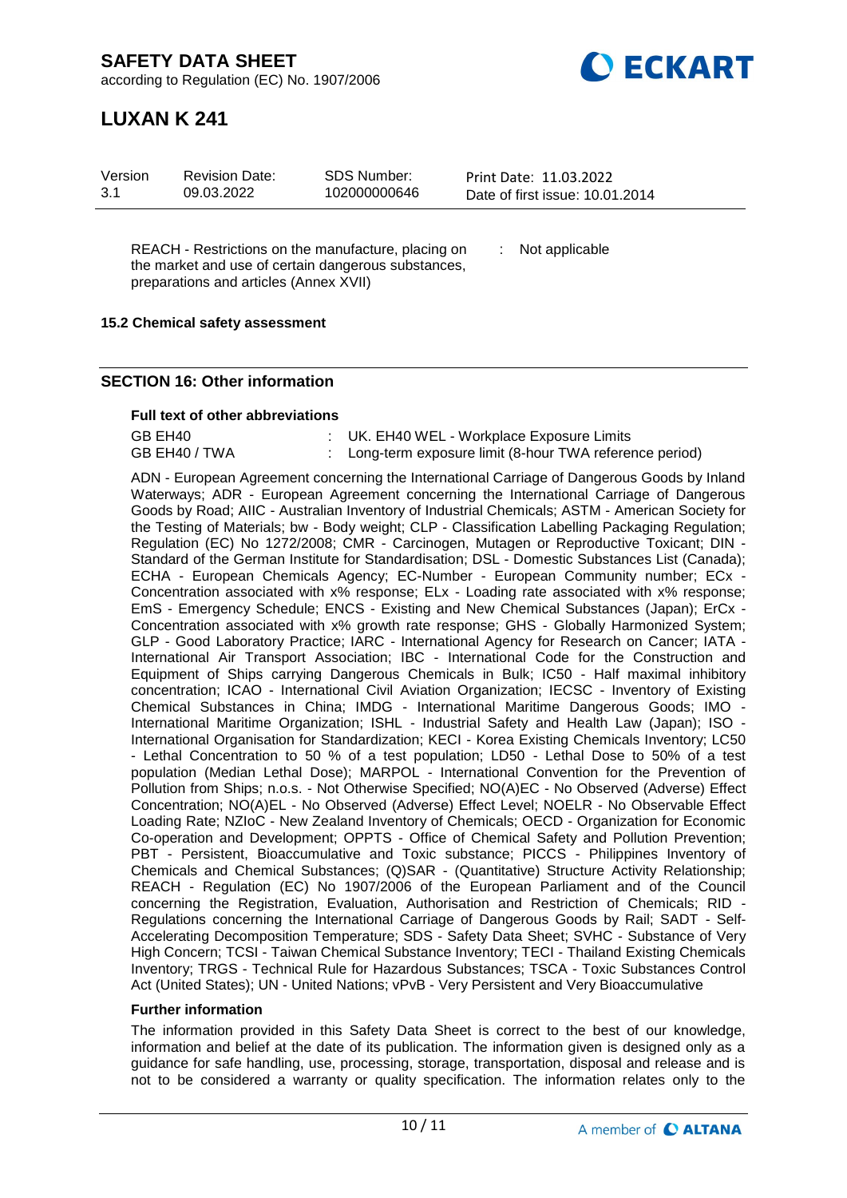REACH - Restrictions on the manufacture, placing on the market and use of certain dangerous substances, preparations and articles (Annex XVII) : Not applicable

**15.2 Chemical safety assessment**

## SECTION 16: Other information

**Full text of other abbreviations**

| | | |
|---|---|---|
| GB EH40 | : | UK. EH40 WEL - Workplace Exposure Limits |
| GB EH40 / TWA | : | Long-term exposure limit (8-hour TWA reference period) |

ADN - European Agreement concerning the International Carriage of Dangerous Goods by Inland Waterways; ADR - European Agreement concerning the International Carriage of Dangerous Goods by Road; AIIC - Australian Inventory of Industrial Chemicals; ASTM - American Society for the Testing of Materials; bw - Body weight; CLP - Classification Labelling Packaging Regulation; Regulation (EC) No 1272/2008; CMR - Carcinogen, Mutagen or Reproductive Toxicant; DIN - Standard of the German Institute for Standardisation; DSL - Domestic Substances List (Canada); ECHA - European Chemicals Agency; EC-Number - European Community number; ECx - Concentration associated with x% response; ELx - Loading rate associated with x% response; EmS - Emergency Schedule; ENCS - Existing and New Chemical Substances (Japan); ErCx - Concentration associated with x% growth rate response; GHS - Globally Harmonized System; GLP - Good Laboratory Practice; IARC - International Agency for Research on Cancer; IATA - International Air Transport Association; IBC - International Code for the Construction and Equipment of Ships carrying Dangerous Chemicals in Bulk; IC50 - Half maximal inhibitory concentration; ICAO - International Civil Aviation Organization; IECSC - Inventory of Existing Chemical Substances in China; IMDG - International Maritime Dangerous Goods; IMO - International Maritime Organization; ISHL - Industrial Safety and Health Law (Japan); ISO - International Organisation for Standardization; KECI - Korea Existing Chemicals Inventory; LC50 - Lethal Concentration to 50 % of a test population; LD50 - Lethal Dose to 50% of a test population (Median Lethal Dose); MARPOL - International Convention for the Prevention of Pollution from Ships; n.o.s. - Not Otherwise Specified; NO(A)EC - No Observed (Adverse) Effect Concentration; NO(A)EL - No Observed (Adverse) Effect Level; NOELR - No Observable Effect Loading Rate; NZIoC - New Zealand Inventory of Chemicals; OECD - Organization for Economic Co-operation and Development; OPPTS - Office of Chemical Safety and Pollution Prevention; PBT - Persistent, Bioaccumulative and Toxic substance; PICCS - Philippines Inventory of Chemicals and Chemical Substances; (Q)SAR - (Quantitative) Structure Activity Relationship; REACH - Regulation (EC) No 1907/2006 of the European Parliament and of the Council concerning the Registration, Evaluation, Authorisation and Restriction of Chemicals; RID - Regulations concerning the International Carriage of Dangerous Goods by Rail; SADT - Self-Accelerating Decomposition Temperature; SDS - Safety Data Sheet; SVHC - Substance of Very High Concern; TCSI - Taiwan Chemical Substance Inventory; TECI - Thailand Existing Chemicals Inventory; TRGS - Technical Rule for Hazardous Substances; TSCA - Toxic Substances Control Act (United States); UN - United Nations; vPvB - Very Persistent and Very Bioaccumulative

**Further information**

The information provided in this Safety Data Sheet is correct to the best of our knowledge, information and belief at the date of its publication. The information given is designed only as a guidance for safe handling, use, processing, storage, transportation, disposal and release and is not to be considered a warranty or quality specification. The information relates only to the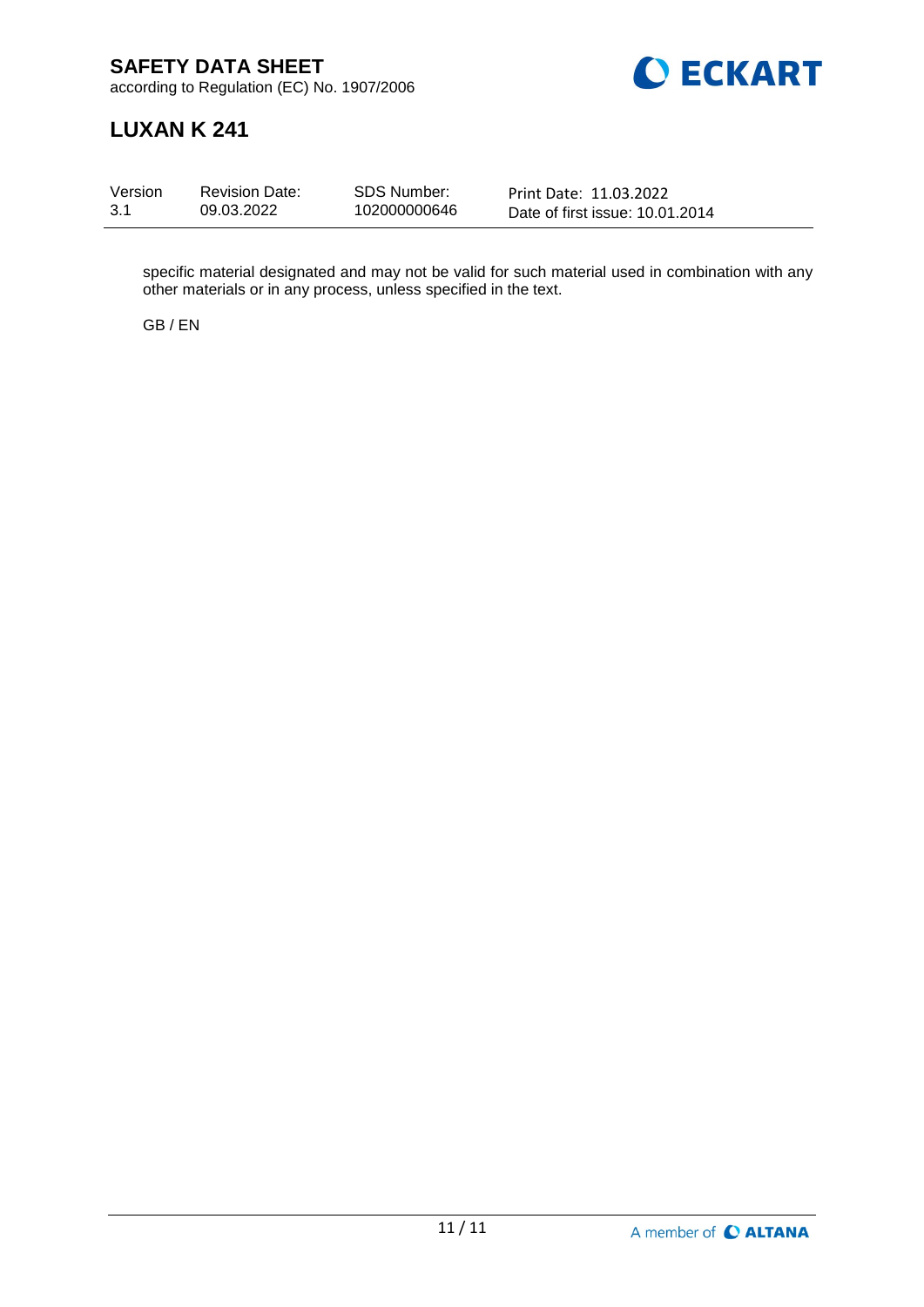specific material designated and may not be valid for such material used in combination with any other materials or in any process, unless specified in the text.

GB / EN